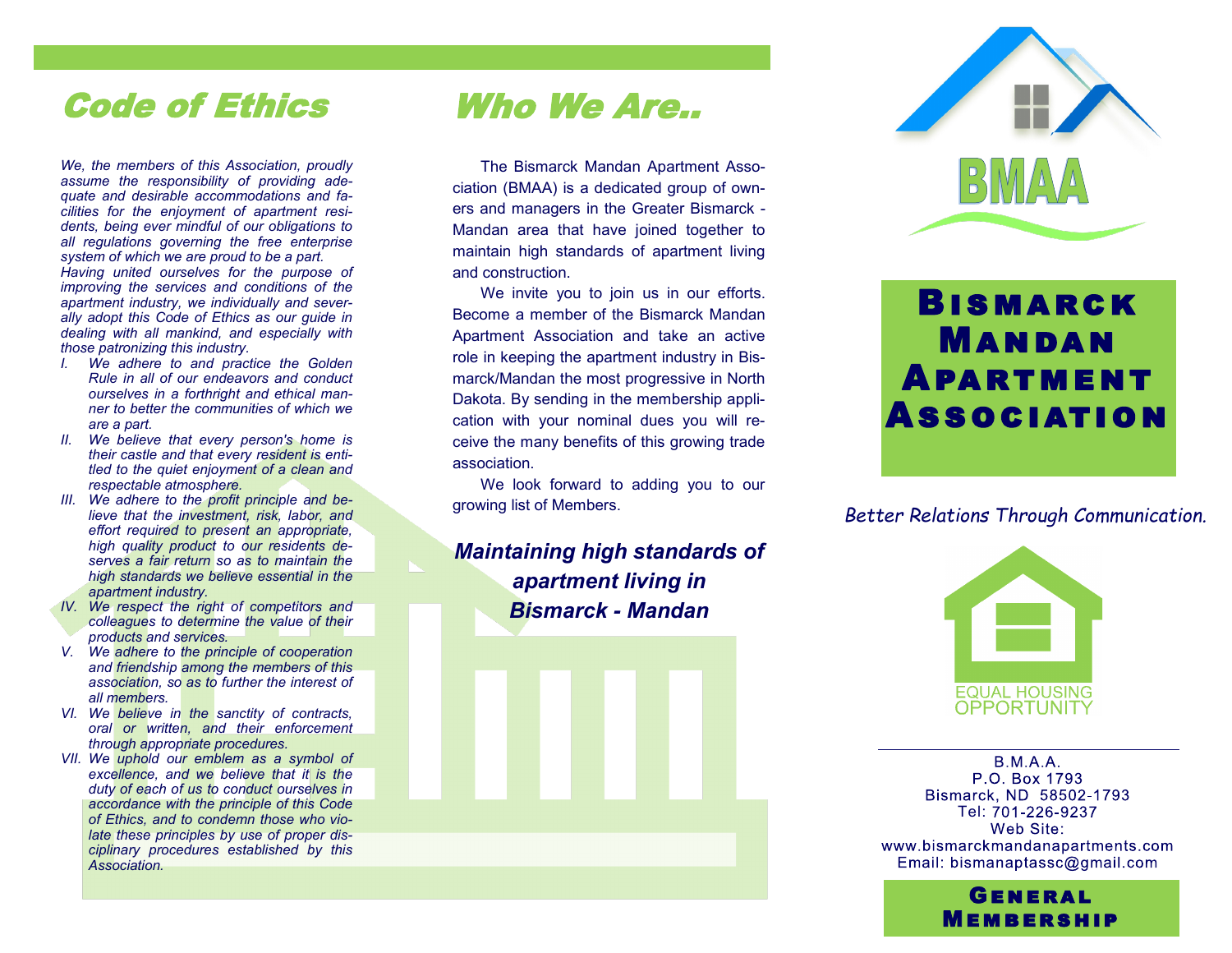## Code of Ethics

*We, the members of this Association, proudly assume the responsibility of providing adequate and desirable accommodations and facilities for the enjoyment of apartment residents, being ever mindful of our obligations to all regulations governing the free enterprise system of which we are proud to be a part.*

*Having united ourselves for the purpose of improving the services and conditions of the apartment industry, we individually and severally adopt this Code of Ethics as our guide in dealing with all mankind, and especially with those patronizing this industry.*

- I. *We adhere to and practice the Golden Rule in all of our endeavors and conduct ourselves in a forthright and ethical manner to better the communities of which we are a part.*
- II. *We believe that every person's home is their castle and that every resident is entitled to the quiet enjoyment of a clean and respectable atmosphere.*
- III. *We adhere to the profit principle and believe that the investment, risk, labor, and effort required to present an appropriate, high quality product to our residents deserves a fair return so as to maintain the high standards we believe essential in the apartment industry.*
- IV. *We respect the right of competitors and colleagues to determine the value of their products and services.*
- V. *We adhere to the principle of cooperation and friendship among the members of this association, so as to further the interest of all members.*
- VI. *We believe in the sanctity of contracts, oral or written, and their enforcement through appropriate procedures.*
- VII. *We uphold our emblem as a symbol of excellence, and we believe that it is the duty of each of us to conduct ourselves in accordance with the principle of this Code of Ethics, and to condemn those who violate these principles by use of proper disciplinary procedures established by this Association.*

## Who We Are..

The Bismarck Mandan Apartment Association (BMAA) is a dedicated group of owners and managers in the Greater Bismarck - Mandan area that have joined together to maintain high standards of apartment living and construction.

We invite you to join us in our efforts. Become a member of the Bismarck Mandan Apartment Association and take an active role in keeping the apartment industry in Bismarck/Mandan the most progressive in North Dakota. By sending in the membership application with your nominal dues you will receive the many benefits of this growing trade association.

We look forward to adding you to our growing list of Members.

***Maintaining high standards of apartment living in Bismarck - Mandan***

BMAA

# Bismarck Mandan Apartment Association

*Better Relations Through Communication.*

EQUAL HOUSING OPPORTUNITY

B.M.A.A.
P.O. Box 1793
Bismarck, ND 58502-1793
Tel: 701-226-9237
Web Site:
www.bismarckmandanapartments.com
Email: bismanaptassc@gmail.com

**General Membership**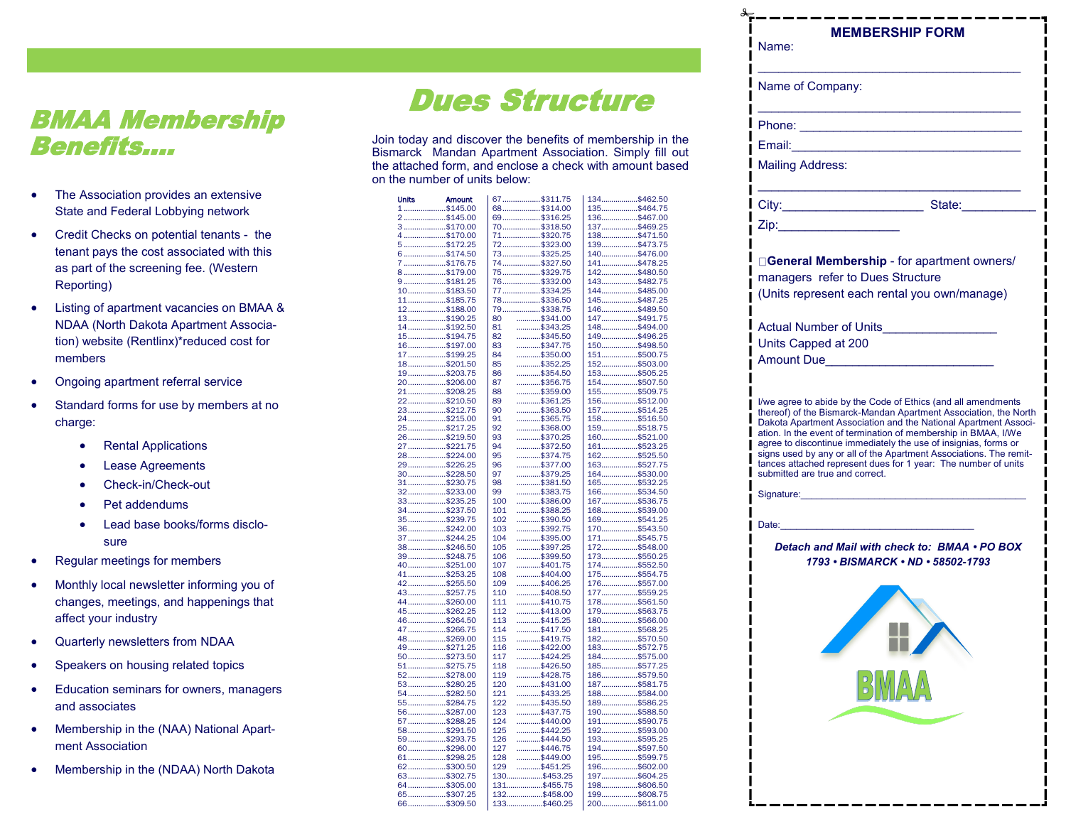## BMAA Membership Benefits....

- The Association provides an extensive State and Federal Lobbying network
- Credit Checks on potential tenants - the tenant pays the cost associated with this as part of the screening fee. (Western Reporting)
- Listing of apartment vacancies on BMAA & NDAA (North Dakota Apartment Association) website (Rentlinx)*reduced cost for members
- Ongoing apartment referral service
- Standard forms for use by members at no charge:
    - Rental Applications
    - Lease Agreements
    - Check-in/Check-out
    - Pet addendums
    - Lead base books/forms disclosure
- Regular meetings for members
- Monthly local newsletter informing you of changes, meetings, and happenings that affect your industry
- Quarterly newsletters from NDAA
- Speakers on housing related topics
- Education seminars for owners, managers and associates
- Membership in the (NAA) National Apartment Association
- Membership in the (NDAA) North Dakota

## Dues Structure

Join today and discover the benefits of membership in the Bismarck Mandan Apartment Association. Simply fill out the attached form, and enclose a check with amount based on the number of units below:

| Units | Amount | Units | Amount | Units | Amount |
|---|---|---|---|---|---|
| 1 | $145.00 | 67 | $311.75 | 134 | $462.50 |
| 2 | $145.00 | 68 | $314.00 | 135 | $464.75 |
| 3 | $170.00 | 69 | $316.25 | 136 | $467.00 |
| 4 | $170.00 | 70 | $318.50 | 137 | $469.25 |
| 5 | $172.25 | 71 | $320.75 | 138 | $471.50 |
| 6 | $174.50 | 72 | $323.00 | 139 | $473.75 |
| 7 | $176.75 | 73 | $325.25 | 140 | $476.00 |
| 8 | $179.00 | 74 | $327.50 | 141 | $478.25 |
| 9 | $181.25 | 75 | $329.75 | 142 | $480.50 |
| 10 | $183.50 | 76 | $332.00 | 143 | $482.75 |
| 11 | $185.75 | 77 | $334.25 | 144 | $485.00 |
| 12 | $188.00 | 78 | $336.50 | 145 | $487.25 |
| 13 | $190.25 | 79 | $338.75 | 146 | $489.50 |
| 14 | $192.50 | 80 | $341.00 | 147 | $491.75 |
| 15 | $194.75 | 81 | $343.25 | 148 | $494.00 |
| 16 | $197.00 | 82 | $345.50 | 149 | $496.25 |
| 17 | $199.25 | 83 | $347.75 | 150 | $498.50 |
| 18 | $201.50 | 84 | $350.00 | 151 | $500.75 |
| 19 | $203.75 | 85 | $352.25 | 152 | $503.00 |
| 20 | $206.00 | 86 | $354.50 | 153 | $505.25 |
| 21 | $208.25 | 87 | $356.75 | 154 | $507.50 |
| 22 | $210.50 | 88 | $359.00 | 155 | $509.75 |
| 23 | $212.75 | 89 | $361.25 | 156 | $512.00 |
| 24 | $215.00 | 90 | $363.50 | 157 | $514.25 |
| 25 | $217.25 | 91 | $365.75 | 158 | $516.50 |
| 26 | $219.50 | 92 | $368.00 | 159 | $518.75 |
| 27 | $221.75 | 93 | $370.25 | 160 | $521.00 |
| 28 | $224.00 | 94 | $372.50 | 161 | $523.25 |
| 29 | $226.25 | 95 | $374.75 | 162 | $525.50 |
| 30 | $228.50 | 96 | $377.00 | 163 | $527.75 |
| 31 | $230.75 | 97 | $379.25 | 164 | $530.00 |
| 32 | $233.00 | 98 | $381.50 | 165 | $532.25 |
| 33 | $235.25 | 99 | $383.75 | 166 | $534.50 |
| 34 | $237.50 | 100 | $386.00 | 167 | $536.75 |
| 35 | $239.75 | 101 | $388.25 | 168 | $539.00 |
| 36 | $242.00 | 102 | $390.50 | 169 | $541.25 |
| 37 | $244.25 | 103 | $392.75 | 170 | $543.50 |
| 38 | $246.50 | 104 | $395.00 | 171 | $545.75 |
| 39 | $248.75 | 105 | $397.25 | 172 | $548.00 |
| 40 | $251.00 | 106 | $399.50 | 173 | $550.25 |
| 41 | $253.25 | 107 | $401.75 | 174 | $552.50 |
| 42 | $255.50 | 108 | $404.00 | 175 | $554.75 |
| 43 | $257.75 | 109 | $406.25 | 176 | $557.00 |
| 44 | $260.00 | 110 | $408.50 | 177 | $559.25 |
| 45 | $262.25 | 111 | $410.75 | 178 | $561.50 |
| 46 | $264.50 | 112 | $413.00 | 179 | $563.75 |
| 47 | $266.75 | 113 | $415.25 | 180 | $566.00 |
| 48 | $269.00 | 114 | $417.50 | 181 | $568.25 |
| 49 | $271.25 | 115 | $419.75 | 182 | $570.50 |
| 50 | $273.50 | 116 | $422.00 | 183 | $572.75 |
| 51 | $275.75 | 117 | $424.25 | 184 | $575.00 |
| 52 | $278.00 | 118 | $426.50 | 185 | $577.25 |
| 53 | $280.25 | 119 | $428.75 | 186 | $579.50 |
| 54 | $282.50 | 120 | $431.00 | 187 | $581.75 |
| 55 | $284.75 | 121 | $433.25 | 188 | $584.00 |
| 56 | $287.00 | 122 | $435.50 | 189 | $586.25 |
| 57 | $288.25 | 123 | $437.75 | 190 | $588.50 |
| 58 | $291.50 | 124 | $440.00 | 191 | $590.75 |
| 59 | $293.75 | 125 | $442.25 | 192 | $593.00 |
| 60 | $296.00 | 126 | $444.50 | 193 | $595.25 |
| 61 | $298.25 | 127 | $446.75 | 194 | $597.50 |
| 62 | $300.50 | 128 | $449.00 | 195 | $599.75 |
| 63 | $302.75 | 129 | $451.25 | 196 | $602.00 |
| 64 | $305.00 | 130 | $453.25 | 197 | $604.25 |
| 65 | $307.25 | 131 | $455.75 | 198 | $606.50 |
| 66 | $309.50 | 132 | $458.00 | 199 | $608.75 |
| | | 133 | $460.25 | 200 | $611.00 |

## MEMBERSHIP FORM

Name: ______________________________________

Name of Company: ______________________________________

Phone: ______________________________________

Email: ______________________________________

Mailing Address: ______________________________________

City: ____________________ State: ___________

Zip: __________________

☐**General Membership** - for apartment owners/ managers refer to Dues Structure
(Units represent each rental you own/manage)

Actual Number of Units________________
Units Capped at 200
Amount Due________________________

I/we agree to abide by the Code of Ethics (and all amendments thereof) of the Bismarck-Mandan Apartment Association, the North Dakota Apartment Association and the National Apartment Association. In the event of termination of membership in BMAA, I/We agree to discontinue immediately the use of insignias, forms or signs used by any or all of the Apartment Associations. The remittances attached represent dues for 1 year: The number of units submitted are true and correct.

Signature:________________________________________

Date:___________________________________

***Detach and Mail with check to: BMAA • PO BOX 1793 • BISMARCK • ND • 58502-1793***

BMAA